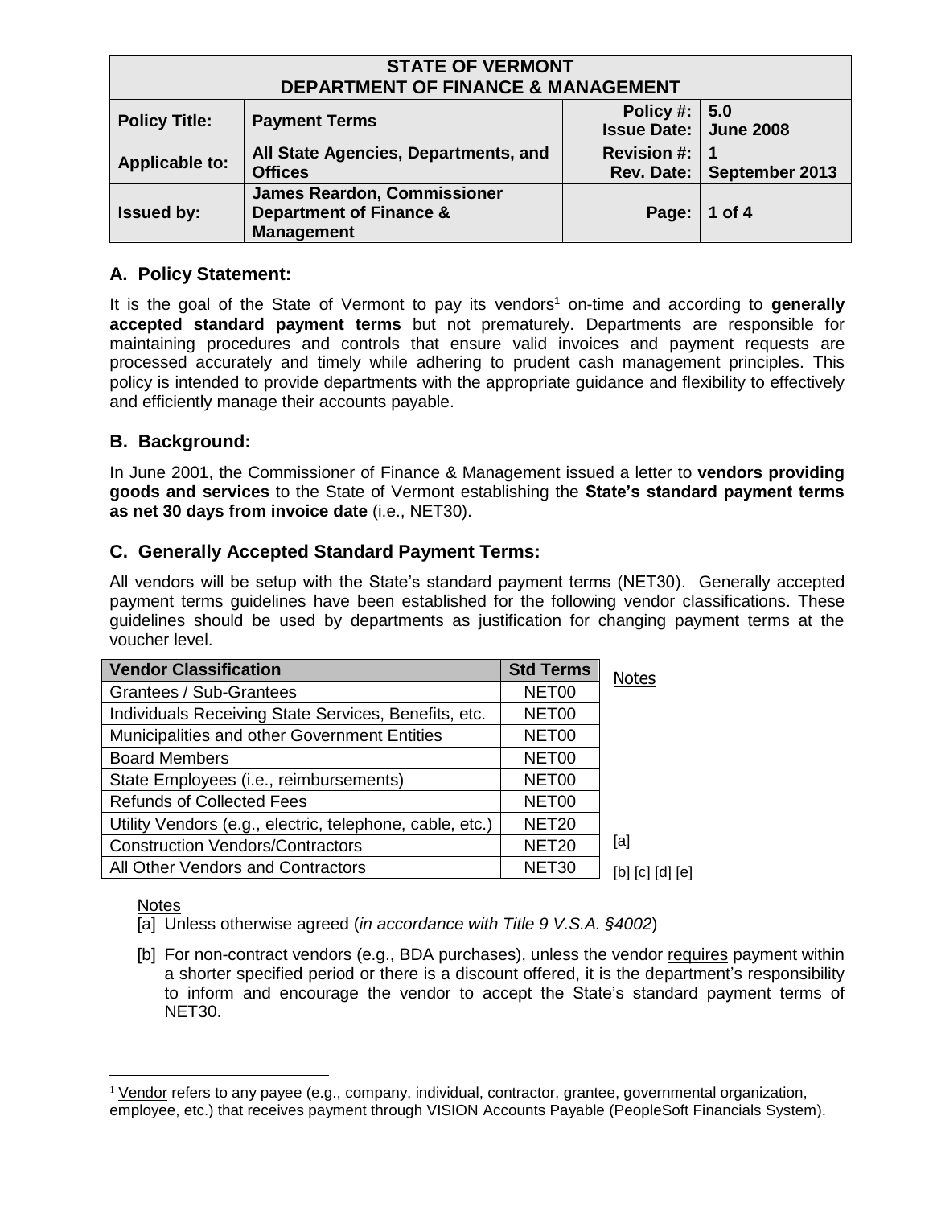| STATE OF VERMONT DEPARTMENT OF FINANCE & MANAGEMENT | | | |
|---|---|---|---|
| **Policy Title:** | **Payment Terms** | **Policy #:** **Issue Date:** | **5.0** **June 2008** |
| **Applicable to:** | **All State Agencies, Departments, and Offices** | **Revision #:** **Rev. Date:** | **1** **September 2013** |
| **Issued by:** | **James Reardon, Commissioner Department of Finance & Management** | **Page:** | **1 of 4** |

## A. Policy Statement:

It is the goal of the State of Vermont to pay its vendors[1] on-time and according to **generally accepted standard payment terms** but not prematurely. Departments are responsible for maintaining procedures and controls that ensure valid invoices and payment requests are processed accurately and timely while adhering to prudent cash management principles. This policy is intended to provide departments with the appropriate guidance and flexibility to effectively and efficiently manage their accounts payable.

## B. Background:

In June 2001, the Commissioner of Finance & Management issued a letter to **vendors providing goods and services** to the State of Vermont establishing the **State's standard payment terms as net 30 days from invoice date** (i.e., NET30).

## C. Generally Accepted Standard Payment Terms:

All vendors will be setup with the State's standard payment terms (NET30). Generally accepted payment terms guidelines have been established for the following vendor classifications. These guidelines should be used by departments as justification for changing payment terms at the voucher level.

| Vendor Classification | Std Terms | Notes |
|---|---|---|
| Grantees / Sub-Grantees | NET00 | |
| Individuals Receiving State Services, Benefits, etc. | NET00 | |
| Municipalities and other Government Entities | NET00 | |
| Board Members | NET00 | |
| State Employees (i.e., reimbursements) | NET00 | |
| Refunds of Collected Fees | NET00 | |
| Utility Vendors (e.g., electric, telephone, cable, etc.) | NET20 | |
| Construction Vendors/Contractors | NET20 | [a] |
| All Other Vendors and Contractors | NET30 | [b] [c] [d] [e] |

Notes

[a] Unless otherwise agreed (*in accordance with Title 9 V.S.A. §4002*)

[b] For non-contract vendors (e.g., BDA purchases), unless the vendor requires payment within a shorter specified period or there is a discount offered, it is the department's responsibility to inform and encourage the vendor to accept the State's standard payment terms of NET30.

[1] Vendor refers to any payee (e.g., company, individual, contractor, grantee, governmental organization, employee, etc.) that receives payment through VISION Accounts Payable (PeopleSoft Financials System).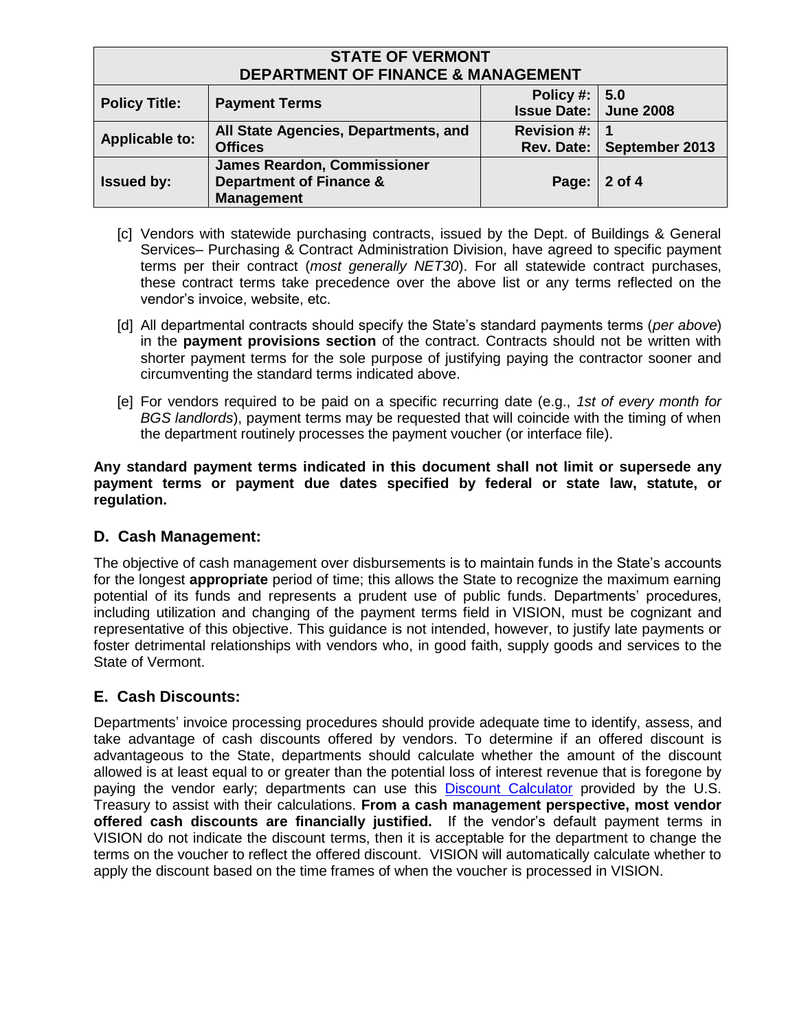[c] Vendors with statewide purchasing contracts, issued by the Dept. of Buildings & General Services– Purchasing & Contract Administration Division, have agreed to specific payment terms per their contract (*most generally NET30*). For all statewide contract purchases, these contract terms take precedence over the above list or any terms reflected on the vendor's invoice, website, etc.

[d] All departmental contracts should specify the State's standard payments terms (*per above*) in the **payment provisions section** of the contract. Contracts should not be written with shorter payment terms for the sole purpose of justifying paying the contractor sooner and circumventing the standard terms indicated above.

[e] For vendors required to be paid on a specific recurring date (e.g., *1st of every month for BGS landlords*), payment terms may be requested that will coincide with the timing of when the department routinely processes the payment voucher (or interface file).

**Any standard payment terms indicated in this document shall not limit or supersede any payment terms or payment due dates specified by federal or state law, statute, or regulation.**

## D. Cash Management:

The objective of cash management over disbursements is to maintain funds in the State's accounts for the longest **appropriate** period of time; this allows the State to recognize the maximum earning potential of its funds and represents a prudent use of public funds. Departments' procedures, including utilization and changing of the payment terms field in VISION, must be cognizant and representative of this objective. This guidance is not intended, however, to justify late payments or foster detrimental relationships with vendors who, in good faith, supply goods and services to the State of Vermont.

## E. Cash Discounts:

Departments' invoice processing procedures should provide adequate time to identify, assess, and take advantage of cash discounts offered by vendors. To determine if an offered discount is advantageous to the State, departments should calculate whether the amount of the discount allowed is at least equal to or greater than the potential loss of interest revenue that is foregone by paying the vendor early; departments can use this Discount Calculator provided by the U.S. Treasury to assist with their calculations. **From a cash management perspective, most vendor offered cash discounts are financially justified.** If the vendor's default payment terms in VISION do not indicate the discount terms, then it is acceptable for the department to change the terms on the voucher to reflect the offered discount. VISION will automatically calculate whether to apply the discount based on the time frames of when the voucher is processed in VISION.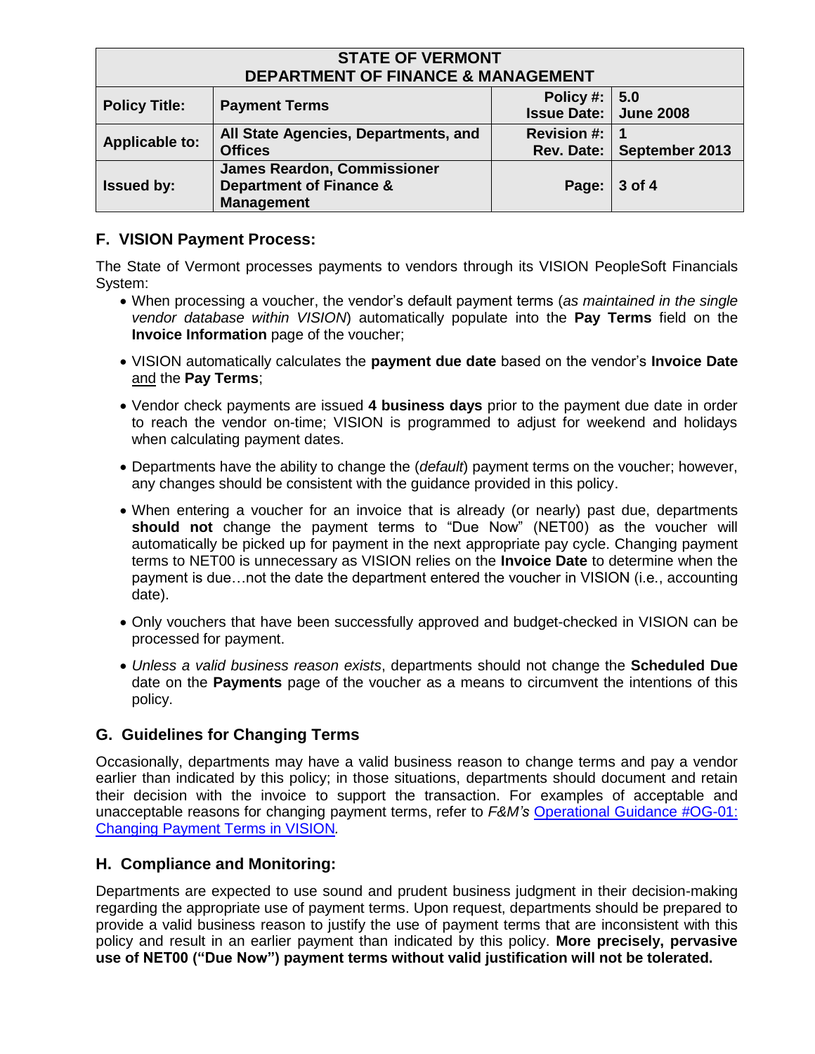## F. VISION Payment Process:

The State of Vermont processes payments to vendors through its VISION PeopleSoft Financials System:

- When processing a voucher, the vendor's default payment terms (*as maintained in the single vendor database within VISION*) automatically populate into the **Pay Terms** field on the **Invoice Information** page of the voucher;
- VISION automatically calculates the **payment due date** based on the vendor's **Invoice Date** and the **Pay Terms**;
- Vendor check payments are issued **4 business days** prior to the payment due date in order to reach the vendor on-time; VISION is programmed to adjust for weekend and holidays when calculating payment dates.
- Departments have the ability to change the (*default*) payment terms on the voucher; however, any changes should be consistent with the guidance provided in this policy.
- When entering a voucher for an invoice that is already (or nearly) past due, departments **should not** change the payment terms to "Due Now" (NET00) as the voucher will automatically be picked up for payment in the next appropriate pay cycle. Changing payment terms to NET00 is unnecessary as VISION relies on the **Invoice Date** to determine when the payment is due…not the date the department entered the voucher in VISION (i.e., accounting date).
- Only vouchers that have been successfully approved and budget-checked in VISION can be processed for payment.
- *Unless a valid business reason exists*, departments should not change the **Scheduled Due** date on the **Payments** page of the voucher as a means to circumvent the intentions of this policy.

## G. Guidelines for Changing Terms

Occasionally, departments may have a valid business reason to change terms and pay a vendor earlier than indicated by this policy; in those situations, departments should document and retain their decision with the invoice to support the transaction. For examples of acceptable and unacceptable reasons for changing payment terms, refer to *F&M's* Operational Guidance #OG-01: Changing Payment Terms in VISION*.*

## H. Compliance and Monitoring:

Departments are expected to use sound and prudent business judgment in their decision-making regarding the appropriate use of payment terms. Upon request, departments should be prepared to provide a valid business reason to justify the use of payment terms that are inconsistent with this policy and result in an earlier payment than indicated by this policy. **More precisely, pervasive use of NET00 ("Due Now") payment terms without valid justification will not be tolerated.**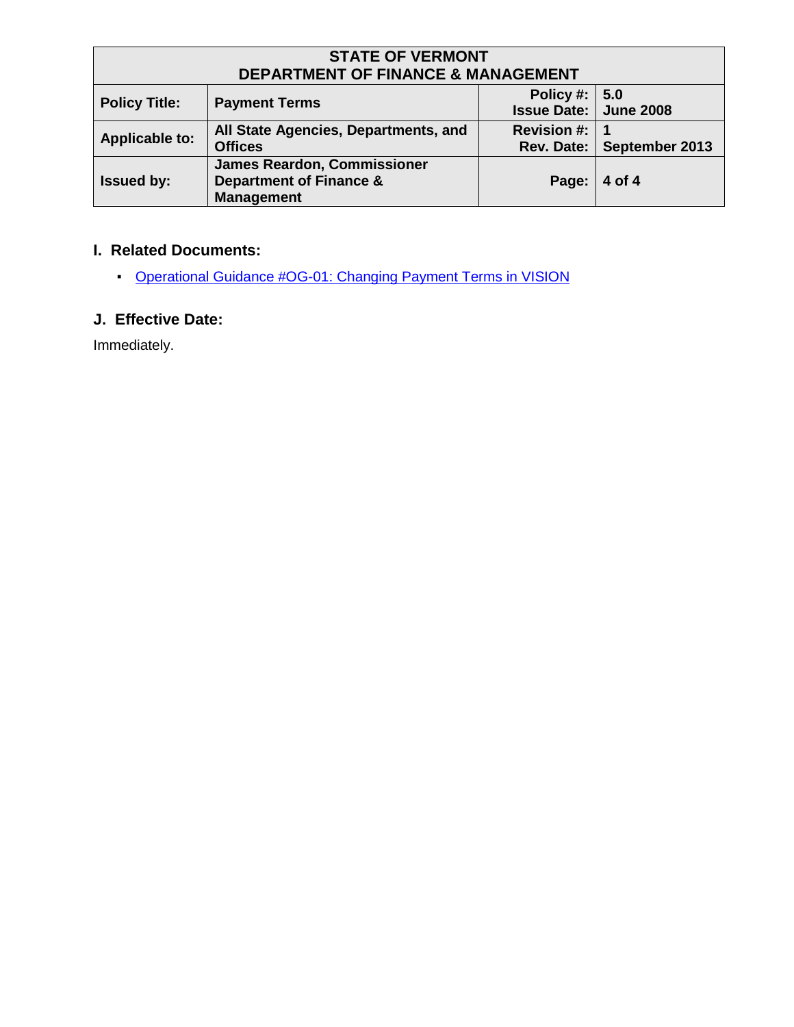## I. Related Documents:

- Operational Guidance #OG-01: Changing Payment Terms in VISION

## J. Effective Date:

Immediately.